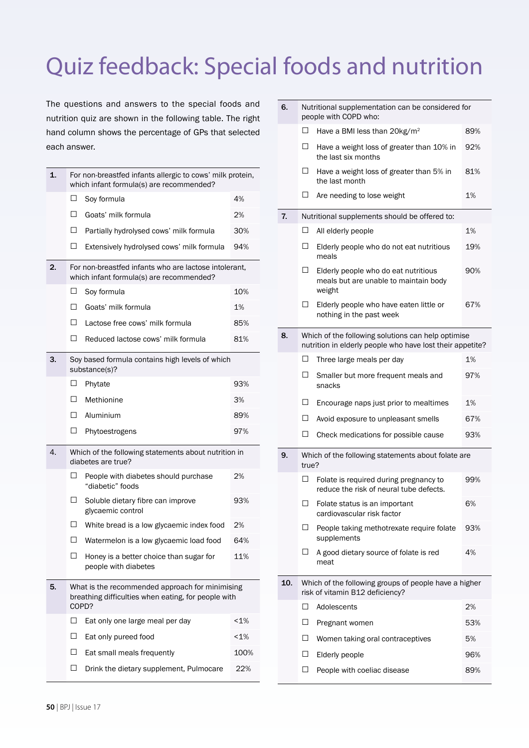# Quiz feedback: Special foods and nutrition

The questions and answers to the special foods and nutrition quiz are shown in the following table. The right hand column shows the percentage of GPs that selected each answer.

| | | |
|---|---|---|
| **1.** | **For non-breastfed infants allergic to cows' milk protein, which infant formula(s) are recommended?** | |
| ☐ | Soy formula | 4% |
| ☐ | Goats' milk formula | 2% |
| ☐ | Partially hydrolysed cows' milk formula | 30% |
| ☐ | Extensively hydrolysed cows' milk formula | 94% |
| **2.** | **For non-breastfed infants who are lactose intolerant, which infant formula(s) are recommended?** | |
| ☐ | Soy formula | 10% |
| ☐ | Goats' milk formula | 1% |
| ☐ | Lactose free cows' milk formula | 85% |
| ☐ | Reduced lactose cows' milk formula | 81% |
| **3.** | **Soy based formula contains high levels of which substance(s)?** | |
| ☐ | Phytate | 93% |
| ☐ | Methionine | 3% |
| ☐ | Aluminium | 89% |
| ☐ | Phytoestrogens | 97% |
| **4.** | **Which of the following statements about nutrition in diabetes are true?** | |
| ☐ | People with diabetes should purchase "diabetic" foods | 2% |
| ☐ | Soluble dietary fibre can improve glycaemic control | 93% |
| ☐ | White bread is a low glycaemic index food | 2% |
| ☐ | Watermelon is a low glycaemic load food | 64% |
| ☐ | Honey is a better choice than sugar for people with diabetes | 11% |
| **5.** | **What is the recommended approach for minimising breathing difficulties when eating, for people with COPD?** | |
| ☐ | Eat only one large meal per day | <1% |
| ☐ | Eat only pureed food | <1% |
| ☐ | Eat small meals frequently | 100% |
| ☐ | Drink the dietary supplement, Pulmocare | 22% |
| **6.** | **Nutritional supplementation can be considered for people with COPD who:** | |
| ☐ | Have a BMI less than 20kg/m$^2$ | 89% |
| ☐ | Have a weight loss of greater than 10% in the last six months | 92% |
| ☐ | Have a weight loss of greater than 5% in the last month | 81% |
| ☐ | Are needing to lose weight | 1% |
| **7.** | **Nutritional supplements should be offered to:** | |
| ☐ | All elderly people | 1% |
| ☐ | Elderly people who do not eat nutritious meals | 19% |
| ☐ | Elderly people who do eat nutritious meals but are unable to maintain body weight | 90% |
| ☐ | Elderly people who have eaten little or nothing in the past week | 67% |
| **8.** | **Which of the following solutions can help optimise nutrition in elderly people who have lost their appetite?** | |
| ☐ | Three large meals per day | 1% |
| ☐ | Smaller but more frequent meals and snacks | 97% |
| ☐ | Encourage naps just prior to mealtimes | 1% |
| ☐ | Avoid exposure to unpleasant smells | 67% |
| ☐ | Check medications for possible cause | 93% |
| **9.** | **Which of the following statements about folate are true?** | |
| ☐ | Folate is required during pregnancy to reduce the risk of neural tube defects. | 99% |
| ☐ | Folate status is an important cardiovascular risk factor | 6% |
| ☐ | People taking methotrexate require folate supplements | 93% |
| ☐ | A good dietary source of folate is red meat | 4% |
| **10.** | **Which of the following groups of people have a higher risk of vitamin B12 deficiency?** | |
| ☐ | Adolescents | 2% |
| ☐ | Pregnant women | 53% |
| ☐ | Women taking oral contraceptives | 5% |
| ☐ | Elderly people | 96% |
| ☐ | People with coeliac disease | 89% |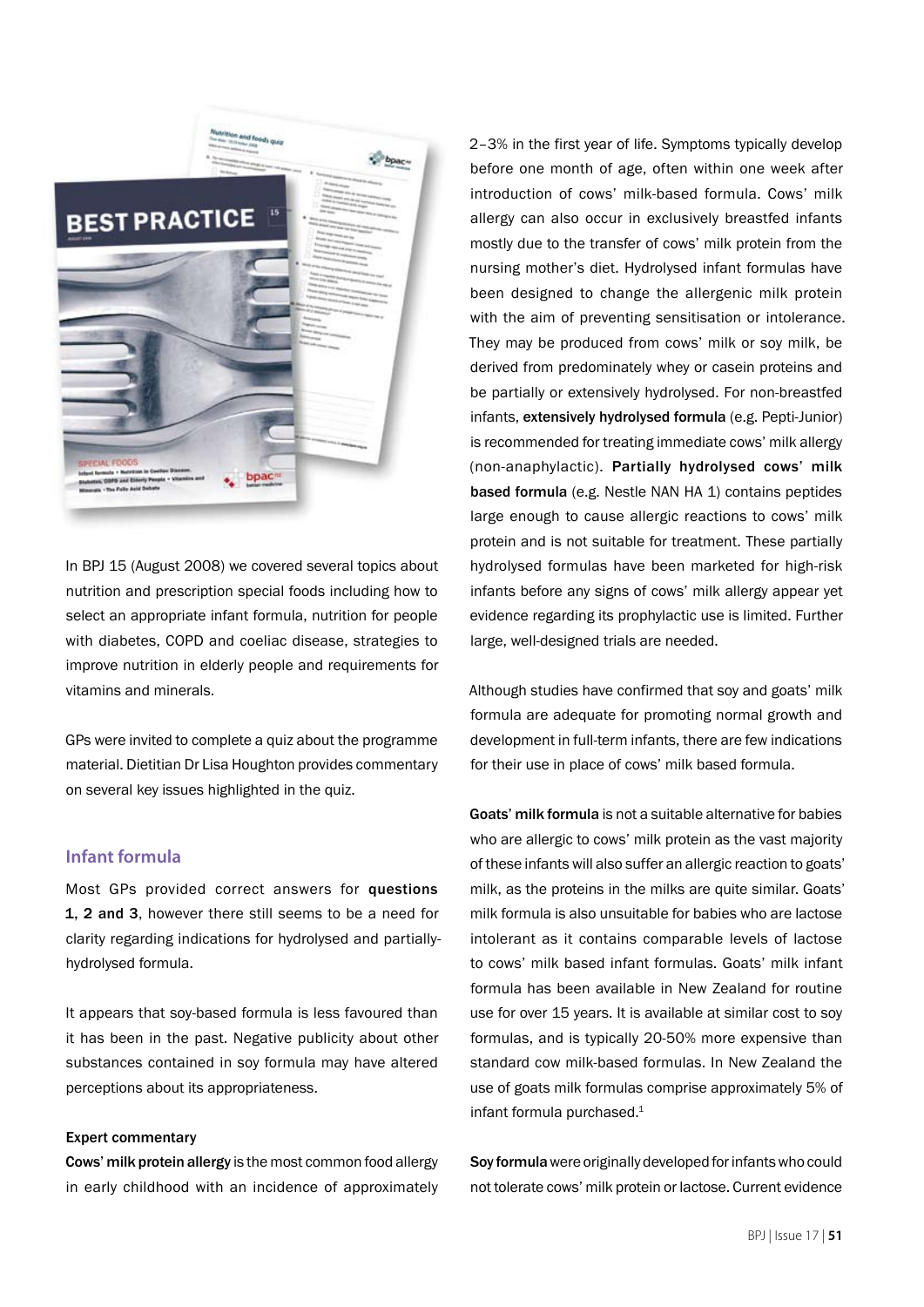In BPJ 15 (August 2008) we covered several topics about nutrition and prescription special foods including how to select an appropriate infant formula, nutrition for people with diabetes, COPD and coeliac disease, strategies to improve nutrition in elderly people and requirements for vitamins and minerals.

GPs were invited to complete a quiz about the programme material. Dietitian Dr Lisa Houghton provides commentary on several key issues highlighted in the quiz.

## Infant formula

Most GPs provided correct answers for **questions 1, 2 and 3**, however there still seems to be a need for clarity regarding indications for hydrolysed and partially-hydrolysed formula.

It appears that soy-based formula is less favoured than it has been in the past. Negative publicity about other substances contained in soy formula may have altered perceptions about its appropriateness.

#### Expert commentary

**Cows' milk protein allergy** is the most common food allergy in early childhood with an incidence of approximately 2–3% in the first year of life. Symptoms typically develop before one month of age, often within one week after introduction of cows' milk-based formula. Cows' milk allergy can also occur in exclusively breastfed infants mostly due to the transfer of cows' milk protein from the nursing mother's diet. Hydrolysed infant formulas have been designed to change the allergenic milk protein with the aim of preventing sensitisation or intolerance. They may be produced from cows' milk or soy milk, be derived from predominately whey or casein proteins and be partially or extensively hydrolysed. For non-breastfed infants, **extensively hydrolysed formula** (e.g. Pepti-Junior) is recommended for treating immediate cows' milk allergy (non-anaphylactic). **Partially hydrolysed cows' milk based formula** (e.g. Nestle NAN HA 1) contains peptides large enough to cause allergic reactions to cows' milk protein and is not suitable for treatment. These partially hydrolysed formulas have been marketed for high-risk infants before any signs of cows' milk allergy appear yet evidence regarding its prophylactic use is limited. Further large, well-designed trials are needed.

Although studies have confirmed that soy and goats' milk formula are adequate for promoting normal growth and development in full-term infants, there are few indications for their use in place of cows' milk based formula.

**Goats' milk formula** is not a suitable alternative for babies who are allergic to cows' milk protein as the vast majority of these infants will also suffer an allergic reaction to goats' milk, as the proteins in the milks are quite similar. Goats' milk formula is also unsuitable for babies who are lactose intolerant as it contains comparable levels of lactose to cows' milk based infant formulas. Goats' milk infant formula has been available in New Zealand for routine use for over 15 years. It is available at similar cost to soy formulas, and is typically 20-50% more expensive than standard cow milk-based formulas. In New Zealand the use of goats milk formulas comprise approximately 5% of infant formula purchased.[1]

**Soy formula** were originally developed for infants who could not tolerate cows' milk protein or lactose. Current evidence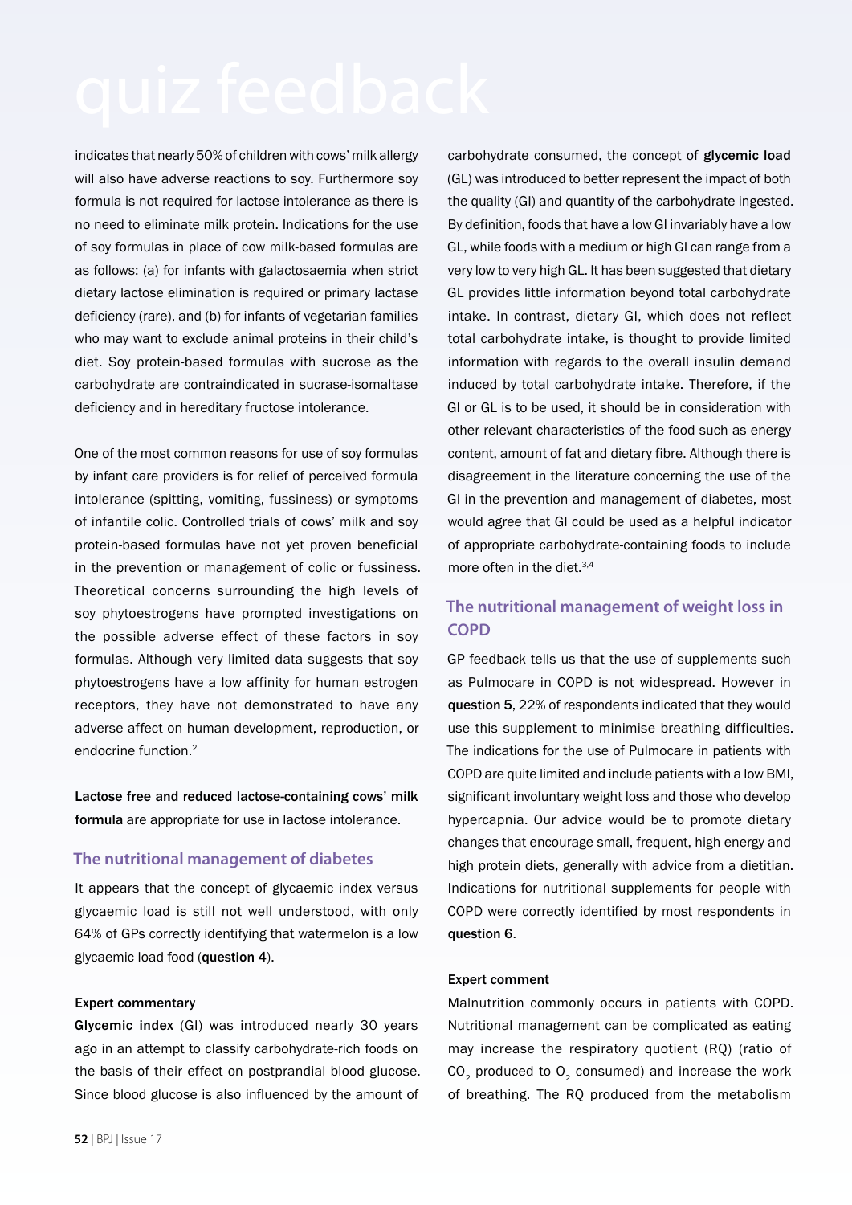# quiz feedback

indicates that nearly 50% of children with cows' milk allergy will also have adverse reactions to soy. Furthermore soy formula is not required for lactose intolerance as there is no need to eliminate milk protein. Indications for the use of soy formulas in place of cow milk-based formulas are as follows: (a) for infants with galactosaemia when strict dietary lactose elimination is required or primary lactase deficiency (rare), and (b) for infants of vegetarian families who may want to exclude animal proteins in their child's diet. Soy protein-based formulas with sucrose as the carbohydrate are contraindicated in sucrase-isomaltase deficiency and in hereditary fructose intolerance.

One of the most common reasons for use of soy formulas by infant care providers is for relief of perceived formula intolerance (spitting, vomiting, fussiness) or symptoms of infantile colic. Controlled trials of cows' milk and soy protein-based formulas have not yet proven beneficial in the prevention or management of colic or fussiness. Theoretical concerns surrounding the high levels of soy phytoestrogens have prompted investigations on the possible adverse effect of these factors in soy formulas. Although very limited data suggests that soy phytoestrogens have a low affinity for human estrogen receptors, they have not demonstrated to have any adverse affect on human development, reproduction, or endocrine function.[2]

**Lactose free and reduced lactose-containing cows' milk formula** are appropriate for use in lactose intolerance.

## The nutritional management of diabetes

It appears that the concept of glycaemic index versus glycaemic load is still not well understood, with only 64% of GPs correctly identifying that watermelon is a low glycaemic load food (**question 4**).

#### Expert commentary

**Glycemic index** (GI) was introduced nearly 30 years ago in an attempt to classify carbohydrate-rich foods on the basis of their effect on postprandial blood glucose. Since blood glucose is also influenced by the amount of carbohydrate consumed, the concept of **glycemic load** (GL) was introduced to better represent the impact of both the quality (GI) and quantity of the carbohydrate ingested. By definition, foods that have a low GI invariably have a low GL, while foods with a medium or high GI can range from a very low to very high GL. It has been suggested that dietary GL provides little information beyond total carbohydrate intake. In contrast, dietary GI, which does not reflect total carbohydrate intake, is thought to provide limited information with regards to the overall insulin demand induced by total carbohydrate intake. Therefore, if the GI or GL is to be used, it should be in consideration with other relevant characteristics of the food such as energy content, amount of fat and dietary fibre. Although there is disagreement in the literature concerning the use of the GI in the prevention and management of diabetes, most would agree that GI could be used as a helpful indicator of appropriate carbohydrate-containing foods to include more often in the diet.[3,4]

## The nutritional management of weight loss in COPD

GP feedback tells us that the use of supplements such as Pulmocare in COPD is not widespread. However in **question 5**, 22% of respondents indicated that they would use this supplement to minimise breathing difficulties. The indications for the use of Pulmocare in patients with COPD are quite limited and include patients with a low BMI, significant involuntary weight loss and those who develop hypercapnia. Our advice would be to promote dietary changes that encourage small, frequent, high energy and high protein diets, generally with advice from a dietitian. Indications for nutritional supplements for people with COPD were correctly identified by most respondents in **question 6**.

#### Expert comment

Malnutrition commonly occurs in patients with COPD. Nutritional management can be complicated as eating may increase the respiratory quotient (RQ) (ratio of $CO_2$ produced to $O_2$ consumed) and increase the work of breathing. The RQ produced from the metabolism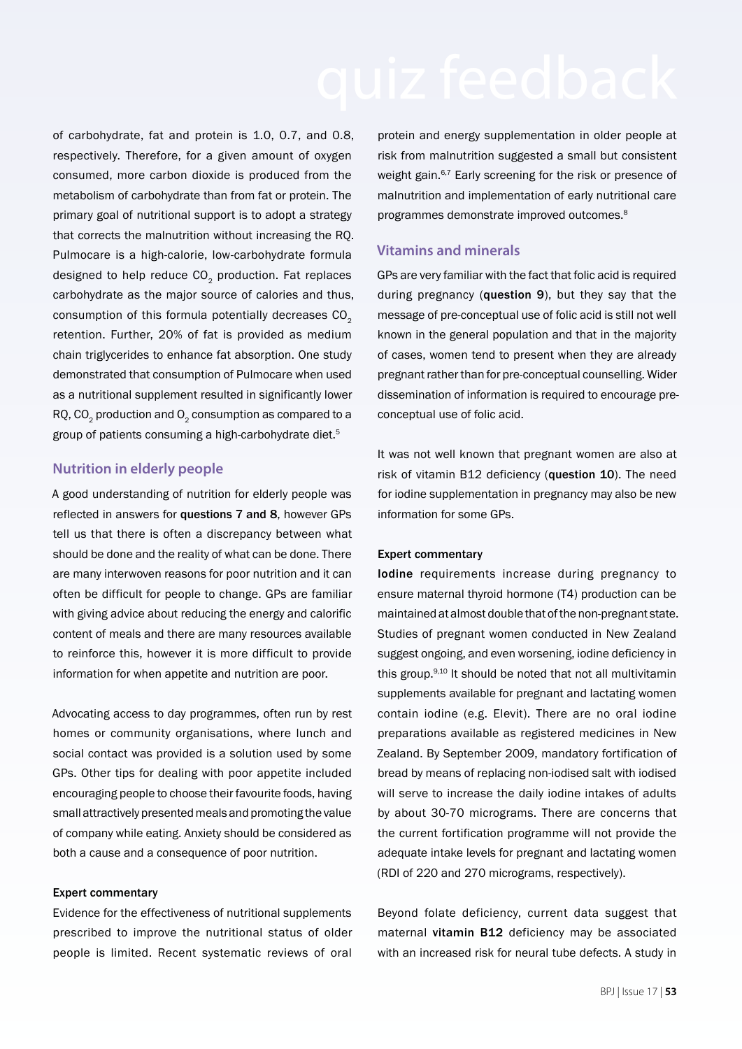of carbohydrate, fat and protein is 1.0, 0.7, and 0.8, respectively. Therefore, for a given amount of oxygen consumed, more carbon dioxide is produced from the metabolism of carbohydrate than from fat or protein. The primary goal of nutritional support is to adopt a strategy that corrects the malnutrition without increasing the RQ. Pulmocare is a high-calorie, low-carbohydrate formula designed to help reduce $CO_2$ production. Fat replaces carbohydrate as the major source of calories and thus, consumption of this formula potentially decreases $CO_2$ retention. Further, 20% of fat is provided as medium chain triglycerides to enhance fat absorption. One study demonstrated that consumption of Pulmocare when used as a nutritional supplement resulted in significantly lower RQ, $CO_2$ production and $O_2$ consumption as compared to a group of patients consuming a high-carbohydrate diet.[5]

## Nutrition in elderly people

A good understanding of nutrition for elderly people was reflected in answers for **questions 7 and 8**, however GPs tell us that there is often a discrepancy between what should be done and the reality of what can be done. There are many interwoven reasons for poor nutrition and it can often be difficult for people to change. GPs are familiar with giving advice about reducing the energy and calorific content of meals and there are many resources available to reinforce this, however it is more difficult to provide information for when appetite and nutrition are poor.

Advocating access to day programmes, often run by rest homes or community organisations, where lunch and social contact was provided is a solution used by some GPs. Other tips for dealing with poor appetite included encouraging people to choose their favourite foods, having small attractively presented meals and promoting the value of company while eating. Anxiety should be considered as both a cause and a consequence of poor nutrition.

**Expert commentary**

Evidence for the effectiveness of nutritional supplements prescribed to improve the nutritional status of older people is limited. Recent systematic reviews of oral protein and energy supplementation in older people at risk from malnutrition suggested a small but consistent weight gain.[6,7] Early screening for the risk or presence of malnutrition and implementation of early nutritional care programmes demonstrate improved outcomes.[8]

## Vitamins and minerals

GPs are very familiar with the fact that folic acid is required during pregnancy (**question 9**), but they say that the message of pre-conceptual use of folic acid is still not well known in the general population and that in the majority of cases, women tend to present when they are already pregnant rather than for pre-conceptual counselling. Wider dissemination of information is required to encourage pre-conceptual use of folic acid.

It was not well known that pregnant women are also at risk of vitamin B12 deficiency (**question 10**). The need for iodine supplementation in pregnancy may also be new information for some GPs.

**Expert commentary**

**Iodine** requirements increase during pregnancy to ensure maternal thyroid hormone (T4) production can be maintained at almost double that of the non-pregnant state. Studies of pregnant women conducted in New Zealand suggest ongoing, and even worsening, iodine deficiency in this group.[9,10] It should be noted that not all multivitamin supplements available for pregnant and lactating women contain iodine (e.g. Elevit). There are no oral iodine preparations available as registered medicines in New Zealand. By September 2009, mandatory fortification of bread by means of replacing non-iodised salt with iodised will serve to increase the daily iodine intakes of adults by about 30-70 micrograms. There are concerns that the current fortification programme will not provide the adequate intake levels for pregnant and lactating women (RDI of 220 and 270 micrograms, respectively).

Beyond folate deficiency, current data suggest that maternal **vitamin B12** deficiency may be associated with an increased risk for neural tube defects. A study in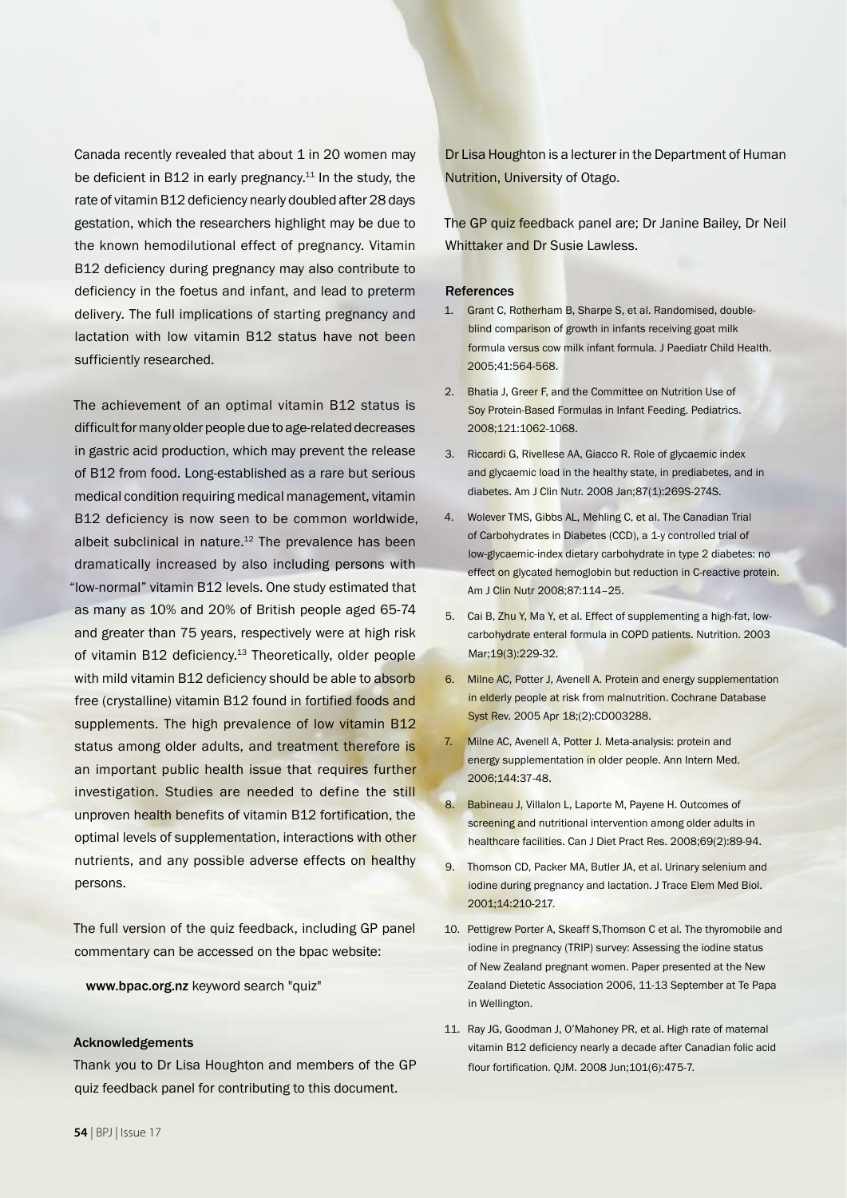Canada recently revealed that about 1 in 20 women may be deficient in B12 in early pregnancy.[11] In the study, the rate of vitamin B12 deficiency nearly doubled after 28 days gestation, which the researchers highlight may be due to the known hemodilutional effect of pregnancy. Vitamin B12 deficiency during pregnancy may also contribute to deficiency in the foetus and infant, and lead to preterm delivery. The full implications of starting pregnancy and lactation with low vitamin B12 status have not been sufficiently researched.

The achievement of an optimal vitamin B12 status is difficult for many older people due to age-related decreases in gastric acid production, which may prevent the release of B12 from food. Long-established as a rare but serious medical condition requiring medical management, vitamin B12 deficiency is now seen to be common worldwide, albeit subclinical in nature.[12] The prevalence has been dramatically increased by also including persons with "low-normal" vitamin B12 levels. One study estimated that as many as 10% and 20% of British people aged 65-74 and greater than 75 years, respectively were at high risk of vitamin B12 deficiency.[13] Theoretically, older people with mild vitamin B12 deficiency should be able to absorb free (crystalline) vitamin B12 found in fortified foods and supplements. The high prevalence of low vitamin B12 status among older adults, and treatment therefore is an important public health issue that requires further investigation. Studies are needed to define the still unproven health benefits of vitamin B12 fortification, the optimal levels of supplementation, interactions with other nutrients, and any possible adverse effects on healthy persons.

The full version of the quiz feedback, including GP panel commentary can be accessed on the bpac website:

**www.bpac.org.nz** keyword search "quiz"

### Acknowledgements

Thank you to Dr Lisa Houghton and members of the GP quiz feedback panel for contributing to this document.

Dr Lisa Houghton is a lecturer in the Department of Human Nutrition, University of Otago.

The GP quiz feedback panel are; Dr Janine Bailey, Dr Neil Whittaker and Dr Susie Lawless.

### References

1. Grant C, Rotherham B, Sharpe S, et al. Randomised, double-blind comparison of growth in infants receiving goat milk formula versus cow milk infant formula. J Paediatr Child Health. 2005;41:564-568.
2. Bhatia J, Greer F, and the Committee on Nutrition Use of Soy Protein-Based Formulas in Infant Feeding. Pediatrics. 2008;121:1062-1068.
3. Riccardi G, Rivellese AA, Giacco R. Role of glycaemic index and glycaemic load in the healthy state, in prediabetes, and in diabetes. Am J Clin Nutr. 2008 Jan;87(1):269S-274S.
4. Wolever TMS, Gibbs AL, Mehling C, et al. The Canadian Trial of Carbohydrates in Diabetes (CCD), a 1-y controlled trial of low-glycaemic-index dietary carbohydrate in type 2 diabetes: no effect on glycated hemoglobin but reduction in C-reactive protein. Am J Clin Nutr 2008;87:114–25.
5. Cai B, Zhu Y, Ma Y, et al. Effect of supplementing a high-fat, low-carbohydrate enteral formula in COPD patients. Nutrition. 2003 Mar;19(3):229-32.
6. Milne AC, Potter J, Avenell A. Protein and energy supplementation in elderly people at risk from malnutrition. Cochrane Database Syst Rev. 2005 Apr 18;(2):CD003288.
7. Milne AC, Avenell A, Potter J. Meta-analysis: protein and energy supplementation in older people. Ann Intern Med. 2006;144:37-48.
8. Babineau J, Villalon L, Laporte M, Payene H. Outcomes of screening and nutritional intervention among older adults in healthcare facilities. Can J Diet Pract Res. 2008;69(2):89-94.
9. Thomson CD, Packer MA, Butler JA, et al. Urinary selenium and iodine during pregnancy and lactation. J Trace Elem Med Biol. 2001;14:210-217.
10. Pettigrew Porter A, Skeaff S,Thomson C et al. The thyromobile and iodine in pregnancy (TRIP) survey: Assessing the iodine status of New Zealand pregnant women. Paper presented at the New Zealand Dietetic Association 2006, 11-13 September at Te Papa in Wellington.
11. Ray JG, Goodman J, O'Mahoney PR, et al. High rate of maternal vitamin B12 deficiency nearly a decade after Canadian folic acid flour fortification. QJM. 2008 Jun;101(6):475-7.